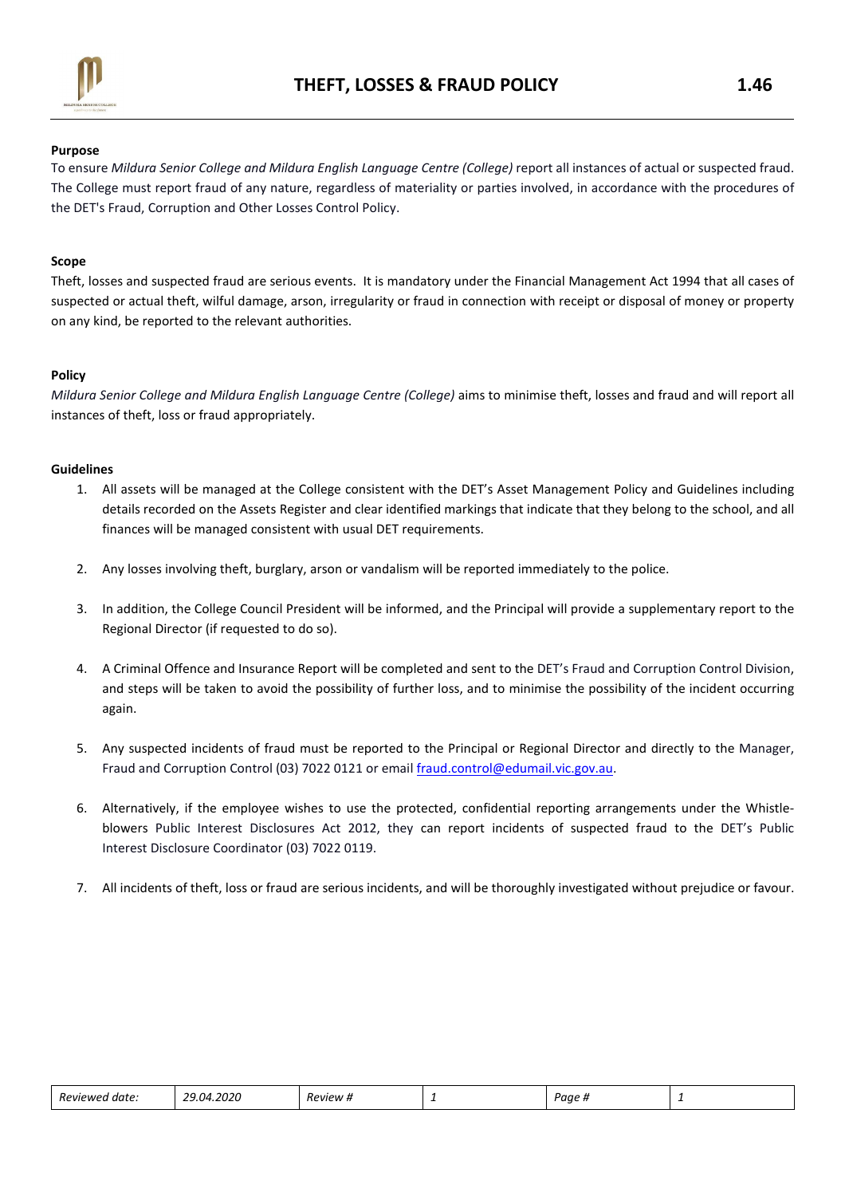# THEFT, LOSSES & FRAUD POLICY 1.46

**Purpose**

To ensure *Mildura Senior College and Mildura English Language Centre (College)* report all instances of actual or suspected fraud. The College must report fraud of any nature, regardless of materiality or parties involved, in accordance with the procedures of the DET's Fraud, Corruption and Other Losses Control Policy.

**Scope**

Theft, losses and suspected fraud are serious events. It is mandatory under the Financial Management Act 1994 that all cases of suspected or actual theft, wilful damage, arson, irregularity or fraud in connection with receipt or disposal of money or property on any kind, be reported to the relevant authorities.

**Policy**

*Mildura Senior College and Mildura English Language Centre (College)* aims to minimise theft, losses and fraud and will report all instances of theft, loss or fraud appropriately.

**Guidelines**

1. All assets will be managed at the College consistent with the DET's Asset Management Policy and Guidelines including details recorded on the Assets Register and clear identified markings that indicate that they belong to the school, and all finances will be managed consistent with usual DET requirements.

2. Any losses involving theft, burglary, arson or vandalism will be reported immediately to the police.

3. In addition, the College Council President will be informed, and the Principal will provide a supplementary report to the Regional Director (if requested to do so).

4. A Criminal Offence and Insurance Report will be completed and sent to the DET's Fraud and Corruption Control Division, and steps will be taken to avoid the possibility of further loss, and to minimise the possibility of the incident occurring again.

5. Any suspected incidents of fraud must be reported to the Principal or Regional Director and directly to the Manager, Fraud and Corruption Control (03) 7022 0121 or email fraud.control@edumail.vic.gov.au.

6. Alternatively, if the employee wishes to use the protected, confidential reporting arrangements under the Whistle-blowers Public Interest Disclosures Act 2012, they can report incidents of suspected fraud to the DET's Public Interest Disclosure Coordinator (03) 7022 0119.

7. All incidents of theft, loss or fraud are serious incidents, and will be thoroughly investigated without prejudice or favour.

| *Reviewed date:* | *29.04.2020* | *Review #* | *1* | *Page #* | *1* |
|---|---|---|---|---|---|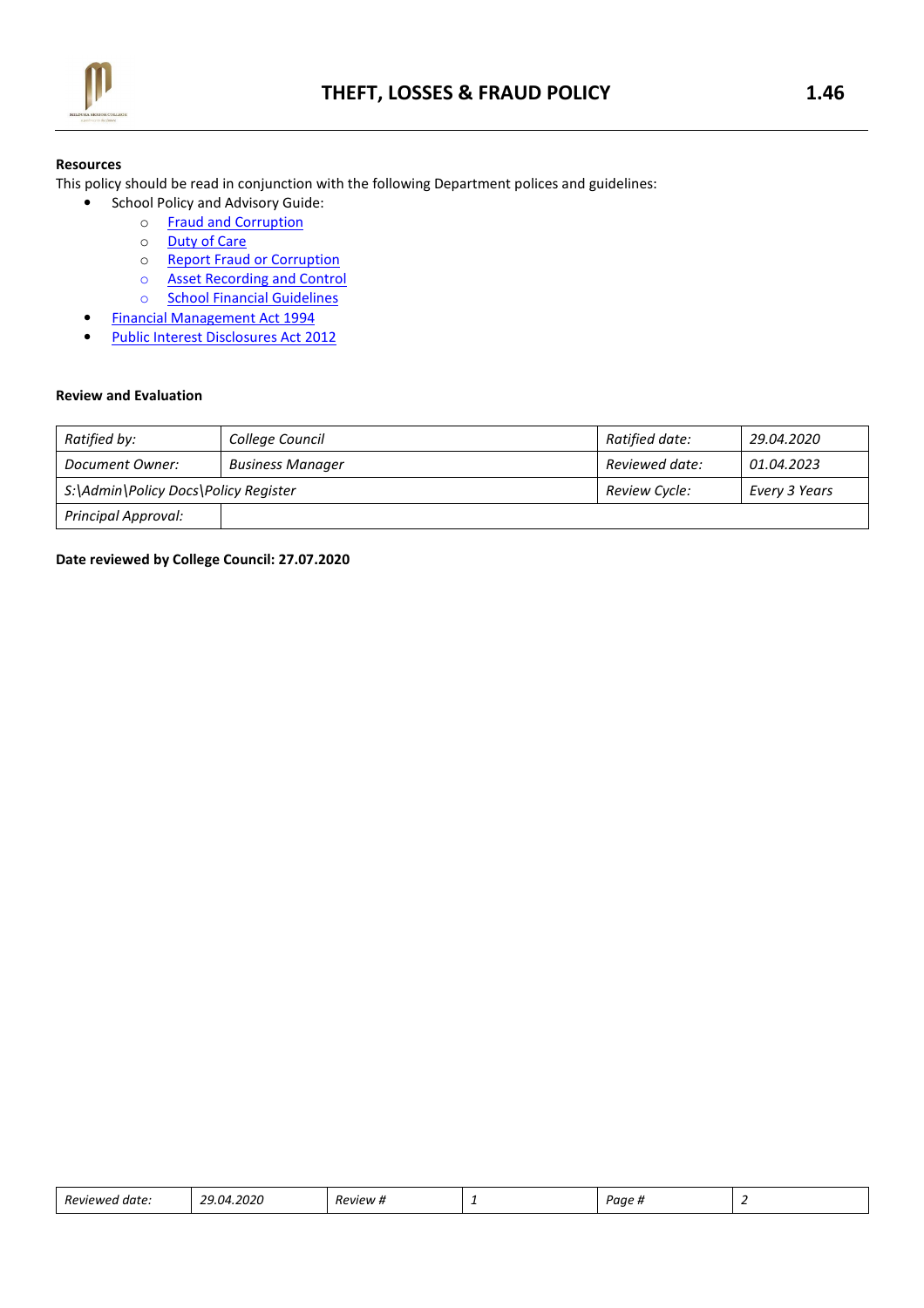**Resources**

This policy should be read in conjunction with the following Department polices and guidelines:

- School Policy and Advisory Guide:
  - Fraud and Corruption
  - Duty of Care
  - Report Fraud or Corruption
  - Asset Recording and Control
  - School Financial Guidelines
- Financial Management Act 1994
- Public Interest Disclosures Act 2012

**Review and Evaluation**

| | | | |
|---|---|---|---|
| *Ratified by:* | *College Council* | *Ratified date:* | *29.04.2020* |
| *Document Owner:* | *Business Manager* | *Reviewed date:* | *01.04.2023* |
| *S:\Admin\Policy Docs\Policy Register* | | *Review Cycle:* | *Every 3 Years* |
| *Principal Approval:* | | | |

**Date reviewed by College Council: 27.07.2020**